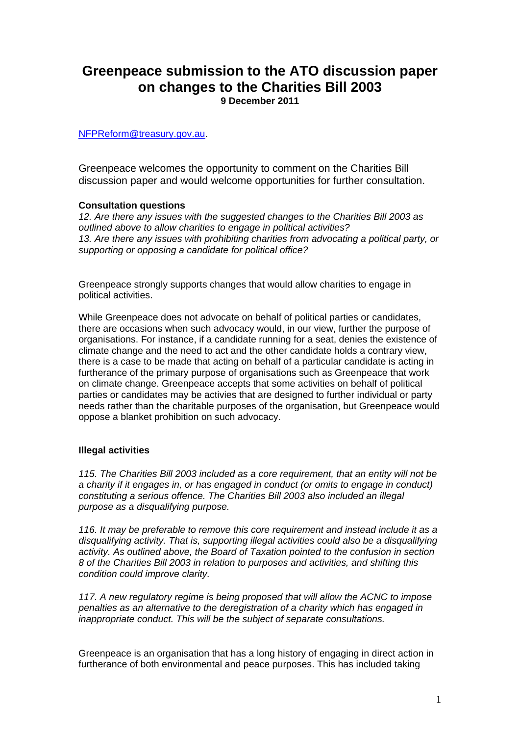# Greenpeace submission to the ATO discussion paper on changes to the Charities Bill 2003

**9 December 2011**

NFPReform@treasury.gov.au.

Greenpeace welcomes the opportunity to comment on the Charities Bill discussion paper and would welcome opportunities for further consultation.

**Consultation questions**

*12. Are there any issues with the suggested changes to the Charities Bill 2003 as outlined above to allow charities to engage in political activities?*
*13. Are there any issues with prohibiting charities from advocating a political party, or supporting or opposing a candidate for political office?*

Greenpeace strongly supports changes that would allow charities to engage in political activities.

While Greenpeace does not advocate on behalf of political parties or candidates, there are occasions when such advocacy would, in our view, further the purpose of organisations. For instance, if a candidate running for a seat, denies the existence of climate change and the need to act and the other candidate holds a contrary view, there is a case to be made that acting on behalf of a particular candidate is acting in furtherance of the primary purpose of organisations such as Greenpeace that work on climate change. Greenpeace accepts that some activities on behalf of political parties or candidates may be activies that are designed to further individual or party needs rather than the charitable purposes of the organisation, but Greenpeace would oppose a blanket prohibition on such advocacy.

**Illegal activities**

*115. The Charities Bill 2003 included as a core requirement, that an entity will not be a charity if it engages in, or has engaged in conduct (or omits to engage in conduct) constituting a serious offence. The Charities Bill 2003 also included an illegal purpose as a disqualifying purpose.*

*116. It may be preferable to remove this core requirement and instead include it as a disqualifying activity. That is, supporting illegal activities could also be a disqualifying activity. As outlined above, the Board of Taxation pointed to the confusion in section 8 of the Charities Bill 2003 in relation to purposes and activities, and shifting this condition could improve clarity.*

*117. A new regulatory regime is being proposed that will allow the ACNC to impose penalties as an alternative to the deregistration of a charity which has engaged in inappropriate conduct. This will be the subject of separate consultations.*

Greenpeace is an organisation that has a long history of engaging in direct action in furtherance of both environmental and peace purposes. This has included taking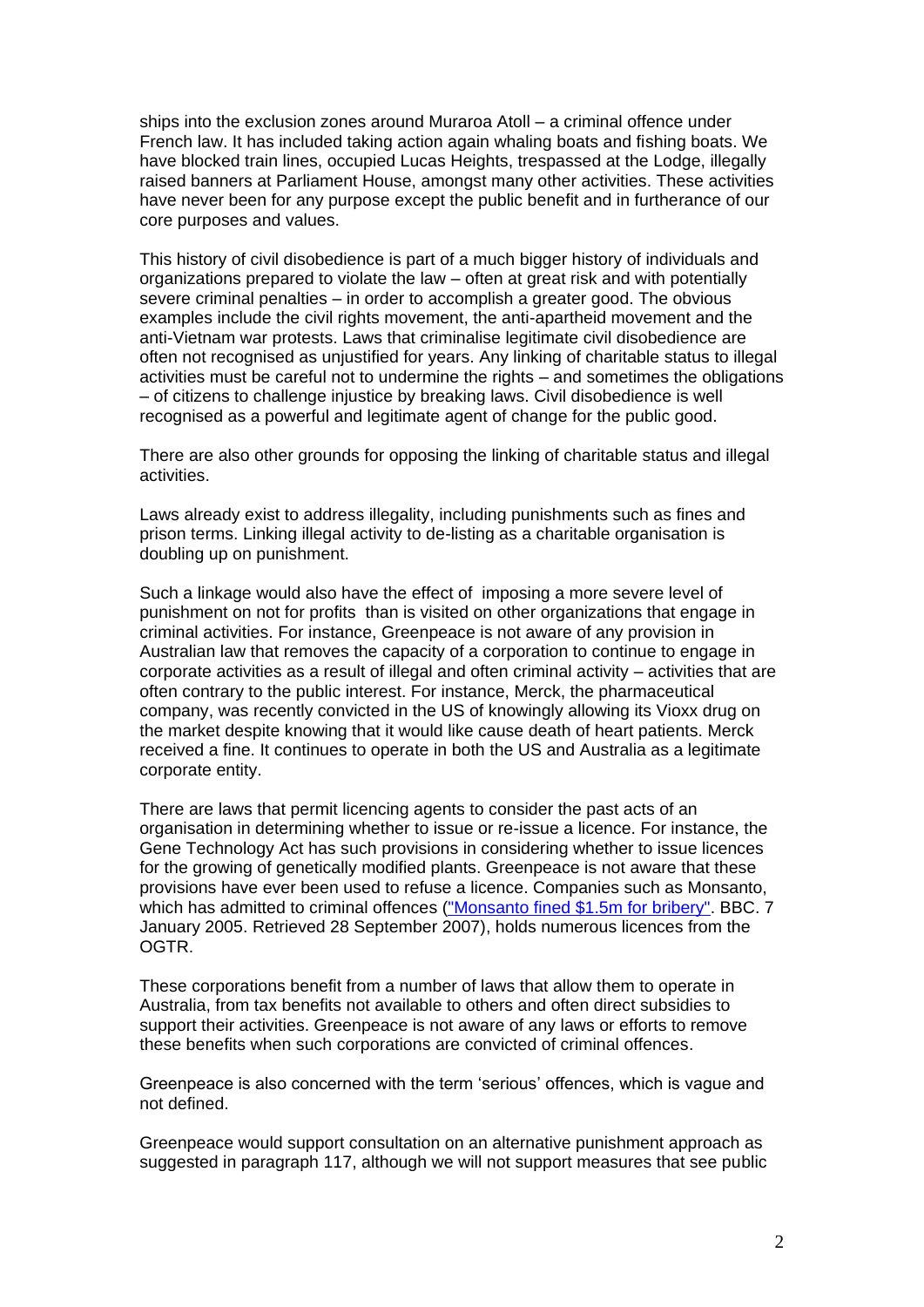ships into the exclusion zones around Muraroa Atoll – a criminal offence under French law. It has included taking action again whaling boats and fishing boats. We have blocked train lines, occupied Lucas Heights, trespassed at the Lodge, illegally raised banners at Parliament House, amongst many other activities. These activities have never been for any purpose except the public benefit and in furtherance of our core purposes and values.

This history of civil disobedience is part of a much bigger history of individuals and organizations prepared to violate the law – often at great risk and with potentially severe criminal penalties – in order to accomplish a greater good. The obvious examples include the civil rights movement, the anti-apartheid movement and the anti-Vietnam war protests. Laws that criminalise legitimate civil disobedience are often not recognised as unjustified for years. Any linking of charitable status to illegal activities must be careful not to undermine the rights – and sometimes the obligations – of citizens to challenge injustice by breaking laws. Civil disobedience is well recognised as a powerful and legitimate agent of change for the public good.

There are also other grounds for opposing the linking of charitable status and illegal activities.

Laws already exist to address illegality, including punishments such as fines and prison terms. Linking illegal activity to de-listing as a charitable organisation is doubling up on punishment.

Such a linkage would also have the effect of imposing a more severe level of punishment on not for profits than is visited on other organizations that engage in criminal activities. For instance, Greenpeace is not aware of any provision in Australian law that removes the capacity of a corporation to continue to engage in corporate activities as a result of illegal and often criminal activity – activities that are often contrary to the public interest. For instance, Merck, the pharmaceutical company, was recently convicted in the US of knowingly allowing its Vioxx drug on the market despite knowing that it would like cause death of heart patients. Merck received a fine. It continues to operate in both the US and Australia as a legitimate corporate entity.

There are laws that permit licencing agents to consider the past acts of an organisation in determining whether to issue or re-issue a licence. For instance, the Gene Technology Act has such provisions in considering whether to issue licences for the growing of genetically modified plants. Greenpeace is not aware that these provisions have ever been used to refuse a licence. Companies such as Monsanto, which has admitted to criminal offences ("Monsanto fined $1.5m for bribery". BBC. 7 January 2005. Retrieved 28 September 2007), holds numerous licences from the OGTR.

These corporations benefit from a number of laws that allow them to operate in Australia, from tax benefits not available to others and often direct subsidies to support their activities. Greenpeace is not aware of any laws or efforts to remove these benefits when such corporations are convicted of criminal offences.

Greenpeace is also concerned with the term 'serious' offences, which is vague and not defined.

Greenpeace would support consultation on an alternative punishment approach as suggested in paragraph 117, although we will not support measures that see public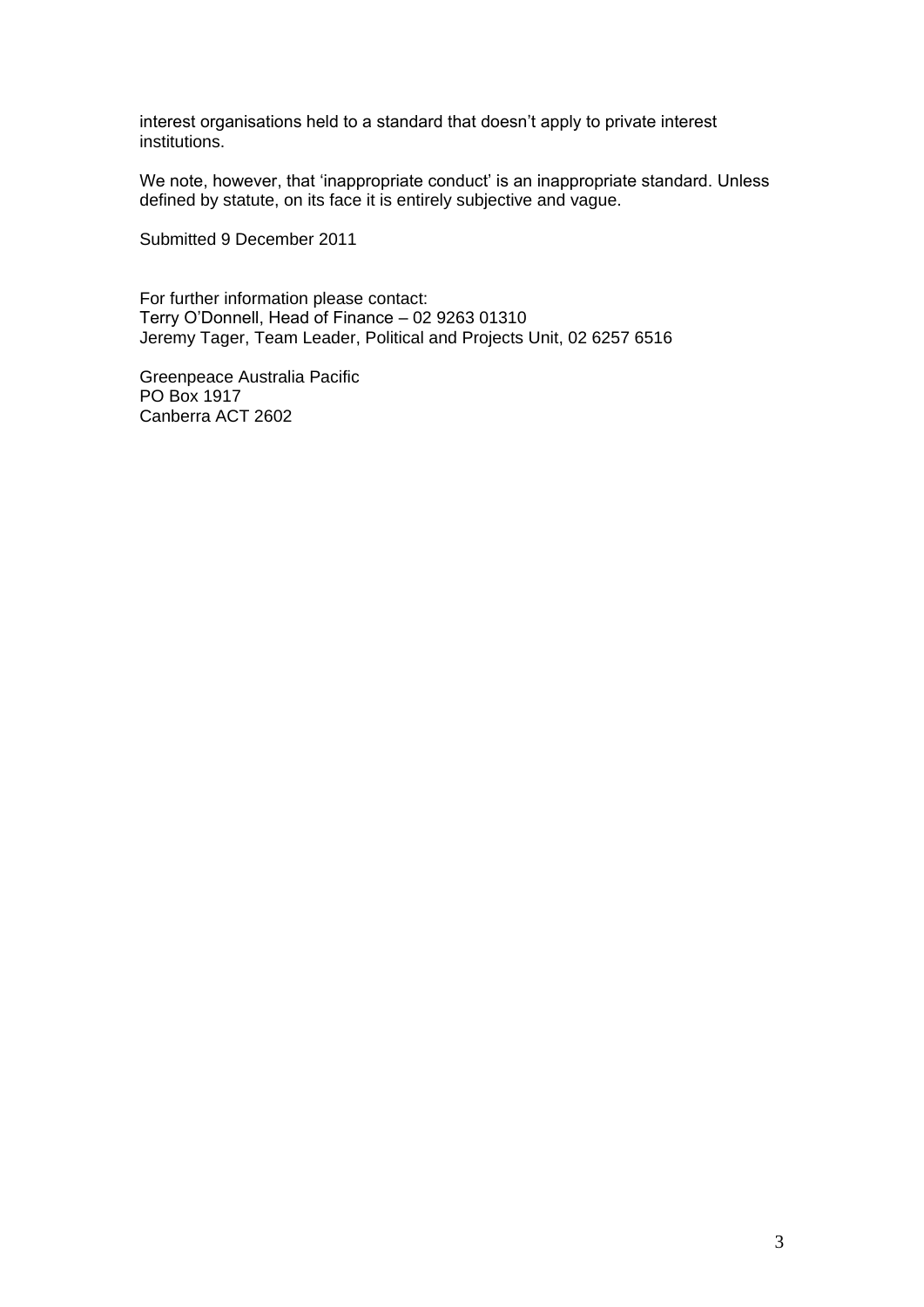interest organisations held to a standard that doesn't apply to private interest institutions.

We note, however, that 'inappropriate conduct' is an inappropriate standard. Unless defined by statute, on its face it is entirely subjective and vague.

Submitted 9 December 2011

For further information please contact:
Terry O'Donnell, Head of Finance – 02 9263 01310
Jeremy Tager, Team Leader, Political and Projects Unit, 02 6257 6516

Greenpeace Australia Pacific
PO Box 1917
Canberra ACT 2602